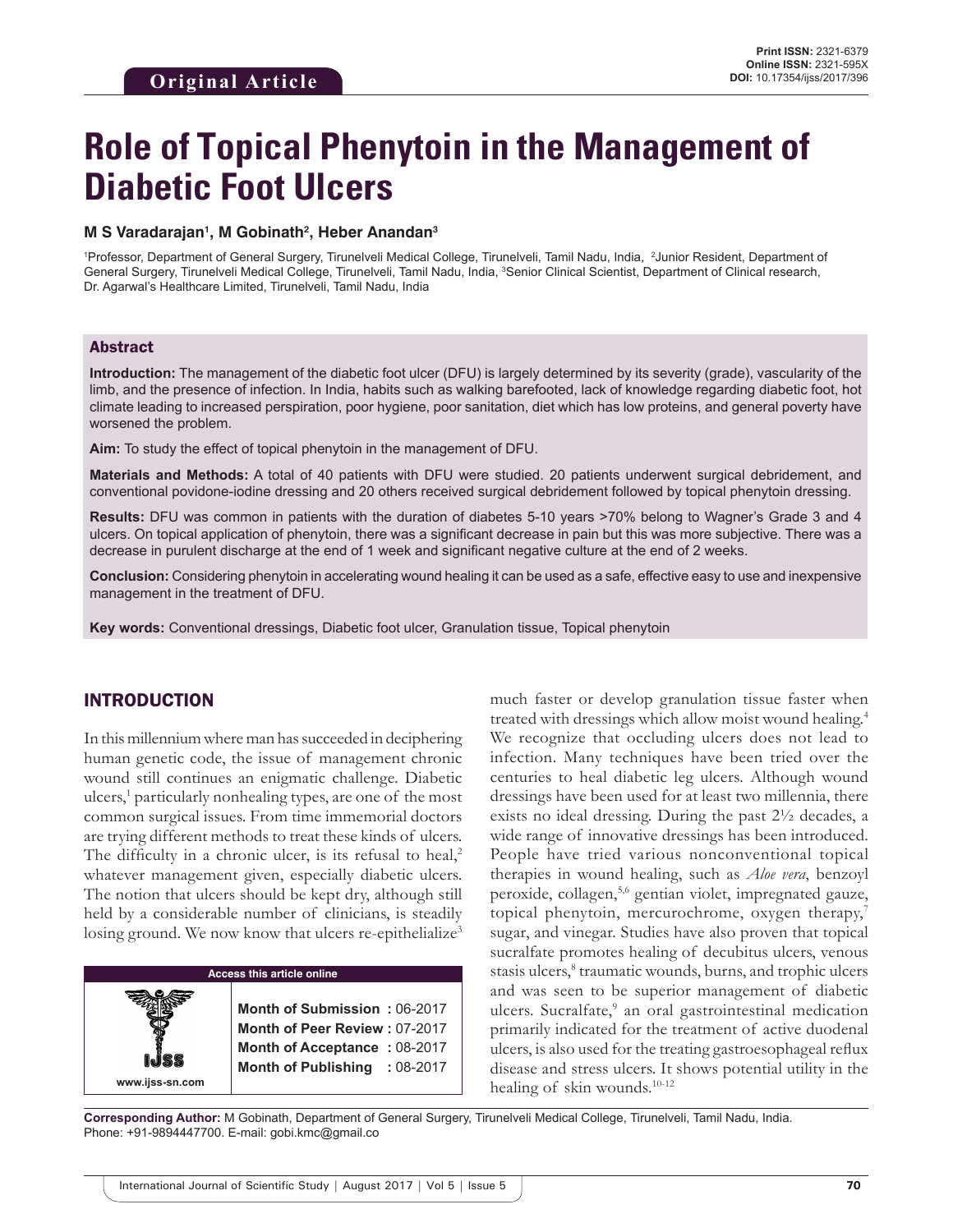Original Article

Print ISSN: 2321-6379
Online ISSN: 2321-595X
DOI: 10.17354/ijss/2017/396

# Role of Topical Phenytoin in the Management of Diabetic Foot Ulcers

**M S Varadarajan[1], M Gobinath[2], Heber Anandan[3]**

[1]Professor, Department of General Surgery, Tirunelveli Medical College, Tirunelveli, Tamil Nadu, India, [2]Junior Resident, Department of General Surgery, Tirunelveli Medical College, Tirunelveli, Tamil Nadu, India, [3]Senior Clinical Scientist, Department of Clinical research, Dr. Agarwal's Healthcare Limited, Tirunelveli, Tamil Nadu, India

## Abstract

**Introduction:** The management of the diabetic foot ulcer (DFU) is largely determined by its severity (grade), vascularity of the limb, and the presence of infection. In India, habits such as walking barefooted, lack of knowledge regarding diabetic foot, hot climate leading to increased perspiration, poor hygiene, poor sanitation, diet which has low proteins, and general poverty have worsened the problem.

**Aim:** To study the effect of topical phenytoin in the management of DFU.

**Materials and Methods:** A total of 40 patients with DFU were studied. 20 patients underwent surgical debridement, and conventional povidone-iodine dressing and 20 others received surgical debridement followed by topical phenytoin dressing.

**Results:** DFU was common in patients with the duration of diabetes 5-10 years >70% belong to Wagner's Grade 3 and 4 ulcers. On topical application of phenytoin, there was a significant decrease in pain but this was more subjective. There was a decrease in purulent discharge at the end of 1 week and significant negative culture at the end of 2 weeks.

**Conclusion:** Considering phenytoin in accelerating wound healing it can be used as a safe, effective easy to use and inexpensive management in the treatment of DFU.

**Key words:** Conventional dressings, Diabetic foot ulcer, Granulation tissue, Topical phenytoin

## INTRODUCTION

In this millennium where man has succeeded in deciphering human genetic code, the issue of management chronic wound still continues an enigmatic challenge. Diabetic ulcers,[1] particularly nonhealing types, are one of the most common surgical issues. From time immemorial doctors are trying different methods to treat these kinds of ulcers. The difficulty in a chronic ulcer, is its refusal to heal,[2] whatever management given, especially diabetic ulcers. The notion that ulcers should be kept dry, although still held by a considerable number of clinicians, is steadily losing ground. We now know that ulcers re-epithelialize[3] much faster or develop granulation tissue faster when treated with dressings which allow moist wound healing.[4] We recognize that occluding ulcers does not lead to infection. Many techniques have been tried over the centuries to heal diabetic leg ulcers. Although wound dressings have been used for at least two millennia, there exists no ideal dressing. During the past 2½ decades, a wide range of innovative dressings has been introduced. People have tried various nonconventional topical therapies in wound healing, such as *Aloe vera*, benzoyl peroxide, collagen,[5,6] gentian violet, impregnated gauze, topical phenytoin, mercurochrome, oxygen therapy,[7] sugar, and vinegar. Studies have also proven that topical sucralfate promotes healing of decubitus ulcers, venous stasis ulcers,[8] traumatic wounds, burns, and trophic ulcers and was seen to be superior management of diabetic ulcers. Sucralfate,[9] an oral gastrointestinal medication primarily indicated for the treatment of active duodenal ulcers, is also used for the treating gastroesophageal reflux disease and stress ulcers. It shows potential utility in the healing of skin wounds.[10-12]

| Access this article online | |
|---|---|
| www.ijss-sn.com | **Month of Submission :** 06-2017<br>**Month of Peer Review :** 07-2017<br>**Month of Acceptance :** 08-2017<br>**Month of Publishing :** 08-2017 |

**Corresponding Author:** M Gobinath, Department of General Surgery, Tirunelveli Medical College, Tirunelveli, Tamil Nadu, India. Phone: +91-9894447700. E-mail: gobi.kmc@gmail.co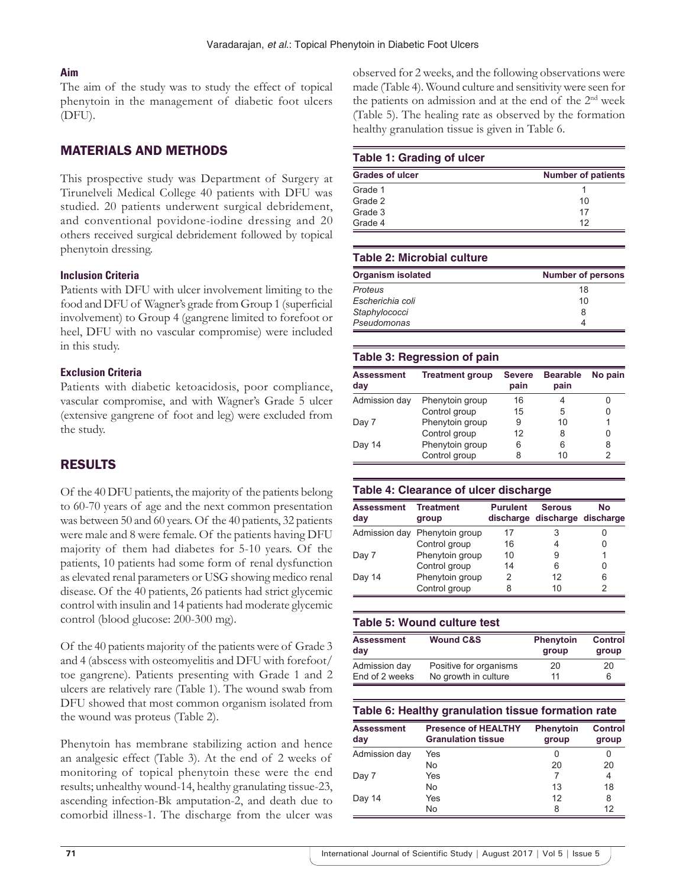### Aim

The aim of the study was to study the effect of topical phenytoin in the management of diabetic foot ulcers (DFU).

## MATERIALS AND METHODS

This prospective study was Department of Surgery at Tirunelveli Medical College 40 patients with DFU was studied. 20 patients underwent surgical debridement, and conventional povidone-iodine dressing and 20 others received surgical debridement followed by topical phenytoin dressing.

### Inclusion Criteria

Patients with DFU with ulcer involvement limiting to the food and DFU of Wagner's grade from Group 1 (superficial involvement) to Group 4 (gangrene limited to forefoot or heel, DFU with no vascular compromise) were included in this study.

### Exclusion Criteria

Patients with diabetic ketoacidosis, poor compliance, vascular compromise, and with Wagner's Grade 5 ulcer (extensive gangrene of foot and leg) were excluded from the study.

## RESULTS

Of the 40 DFU patients, the majority of the patients belong to 60-70 years of age and the next common presentation was between 50 and 60 years. Of the 40 patients, 32 patients were male and 8 were female. Of the patients having DFU majority of them had diabetes for 5-10 years. Of the patients, 10 patients had some form of renal dysfunction as elevated renal parameters or USG showing medico renal disease. Of the 40 patients, 26 patients had strict glycemic control with insulin and 14 patients had moderate glycemic control (blood glucose: 200-300 mg).

Of the 40 patients majority of the patients were of Grade 3 and 4 (abscess with osteomyelitis and DFU with forefoot/toe gangrene). Patients presenting with Grade 1 and 2 ulcers are relatively rare (Table 1). The wound swab from DFU showed that most common organism isolated from the wound was proteus (Table 2).

Phenytoin has membrane stabilizing action and hence an analgesic effect (Table 3). At the end of 2 weeks of monitoring of topical phenytoin these were the end results; unhealthy wound-14, healthy granulating tissue-23, ascending infection-Bk amputation-2, and death due to comorbid illness-1. The discharge from the ulcer was observed for 2 weeks, and the following observations were made (Table 4). Wound culture and sensitivity were seen for the patients on admission and at the end of the 2nd week (Table 5). The healing rate as observed by the formation healthy granulation tissue is given in Table 6.

**Table 1: Grading of ulcer**

| Grades of ulcer | Number of patients |
|---|---|
| Grade 1 | 1 |
| Grade 2 | 10 |
| Grade 3 | 17 |
| Grade 4 | 12 |

**Table 2: Microbial culture**

| Organism isolated | Number of persons |
|---|---|
| *Proteus* | 18 |
| *Escherichia coli* | 10 |
| *Staphylococci* | 8 |
| *Pseudomonas* | 4 |

**Table 3: Regression of pain**

| Assessment day | Treatment group | Severe pain | Bearable pain | No pain |
|---|---|---|---|---|
| Admission day | Phenytoin group | 16 | 4 | 0 |
| | Control group | 15 | 5 | 0 |
| Day 7 | Phenytoin group | 9 | 10 | 1 |
| | Control group | 12 | 8 | 0 |
| Day 14 | Phenytoin group | 6 | 6 | 8 |
| | Control group | 8 | 10 | 2 |

**Table 4: Clearance of ulcer discharge**

| Assessment day | Treatment group | Purulent discharge | Serous discharge | No discharge |
|---|---|---|---|---|
| Admission day | Phenytoin group | 17 | 3 | 0 |
| | Control group | 16 | 4 | 0 |
| Day 7 | Phenytoin group | 10 | 9 | 1 |
| | Control group | 14 | 6 | 0 |
| Day 14 | Phenytoin group | 2 | 12 | 6 |
| | Control group | 8 | 10 | 2 |

**Table 5: Wound culture test**

| Assessment day | Wound C&S | Phenytoin group | Control group |
|---|---|---|---|
| Admission day | Positive for organisms | 20 | 20 |
| End of 2 weeks | No growth in culture | 11 | 6 |

**Table 6: Healthy granulation tissue formation rate**

| Assessment day | Presence of HEALTHY Granulation tissue | Phenytoin group | Control group |
|---|---|---|---|
| Admission day | Yes | 0 | 0 |
| | No | 20 | 20 |
| Day 7 | Yes | 7 | 4 |
| | No | 13 | 18 |
| Day 14 | Yes | 12 | 8 |
| | No | 8 | 12 |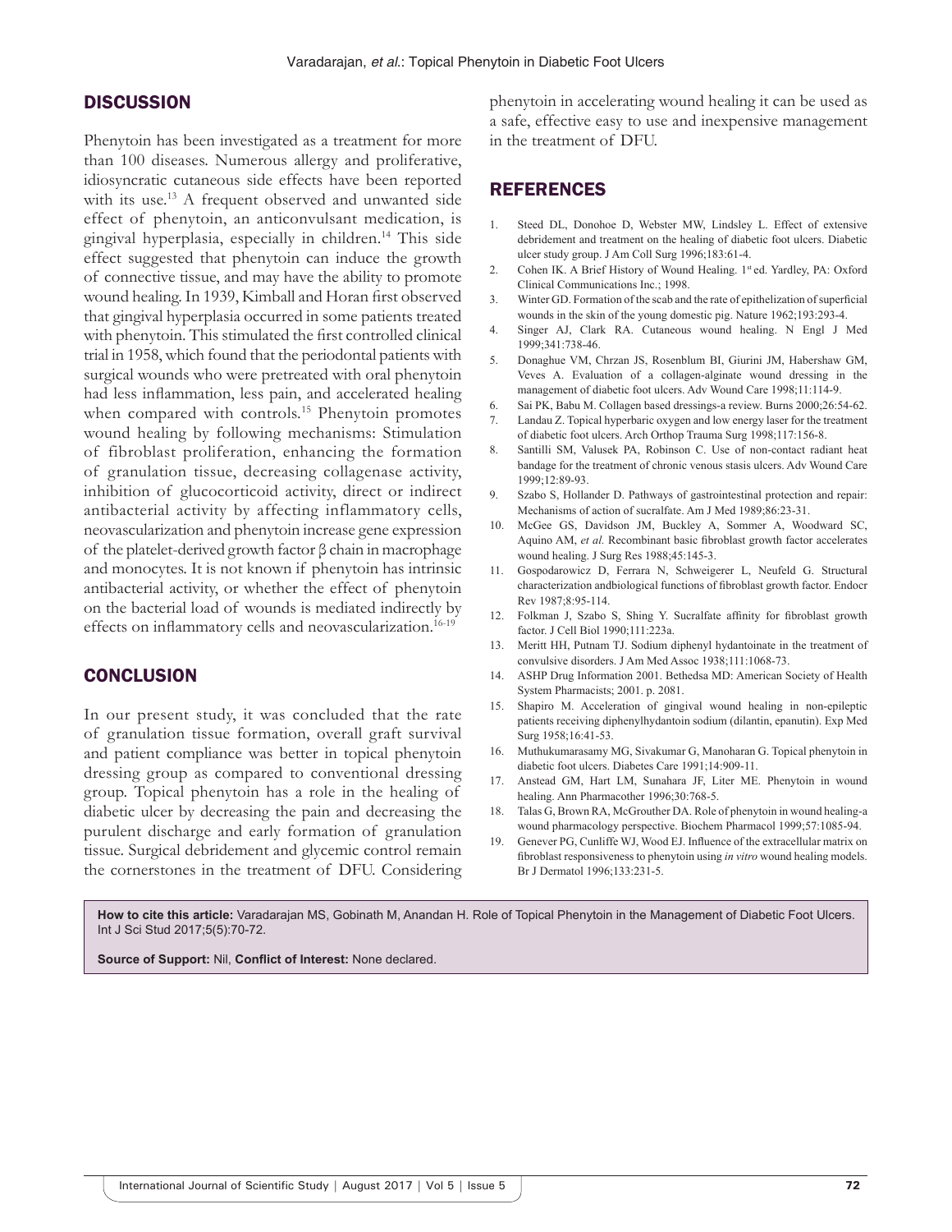## DISCUSSION

Phenytoin has been investigated as a treatment for more than 100 diseases. Numerous allergy and proliferative, idiosyncratic cutaneous side effects have been reported with its use.[13] A frequent observed and unwanted side effect of phenytoin, an anticonvulsant medication, is gingival hyperplasia, especially in children.[14] This side effect suggested that phenytoin can induce the growth of connective tissue, and may have the ability to promote wound healing. In 1939, Kimball and Horan first observed that gingival hyperplasia occurred in some patients treated with phenytoin. This stimulated the first controlled clinical trial in 1958, which found that the periodontal patients with surgical wounds who were pretreated with oral phenytoin had less inflammation, less pain, and accelerated healing when compared with controls.[15] Phenytoin promotes wound healing by following mechanisms: Stimulation of fibroblast proliferation, enhancing the formation of granulation tissue, decreasing collagenase activity, inhibition of glucocorticoid activity, direct or indirect antibacterial activity by affecting inflammatory cells, neovascularization and phenytoin increase gene expression of the platelet-derived growth factor β chain in macrophage and monocytes. It is not known if phenytoin has intrinsic antibacterial activity, or whether the effect of phenytoin on the bacterial load of wounds is mediated indirectly by effects on inflammatory cells and neovascularization.[16-19]

## CONCLUSION

In our present study, it was concluded that the rate of granulation tissue formation, overall graft survival and patient compliance was better in topical phenytoin dressing group as compared to conventional dressing group. Topical phenytoin has a role in the healing of diabetic ulcer by decreasing the pain and decreasing the purulent discharge and early formation of granulation tissue. Surgical debridement and glycemic control remain the cornerstones in the treatment of DFU. Considering phenytoin in accelerating wound healing it can be used as a safe, effective easy to use and inexpensive management in the treatment of DFU.

## REFERENCES

1. Steed DL, Donohoe D, Webster MW, Lindsley L. Effect of extensive debridement and treatment on the healing of diabetic foot ulcers. Diabetic ulcer study group. J Am Coll Surg 1996;183:61-4.
2. Cohen IK. A Brief History of Wound Healing. 1st ed. Yardley, PA: Oxford Clinical Communications Inc.; 1998.
3. Winter GD. Formation of the scab and the rate of epithelization of superficial wounds in the skin of the young domestic pig. Nature 1962;193:293-4.
4. Singer AJ, Clark RA. Cutaneous wound healing. N Engl J Med 1999;341:738-46.
5. Donaghue VM, Chrzan JS, Rosenblum BI, Giurini JM, Habershaw GM, Veves A. Evaluation of a collagen-alginate wound dressing in the management of diabetic foot ulcers. Adv Wound Care 1998;11:114-9.
6. Sai PK, Babu M. Collagen based dressings-a review. Burns 2000;26:54-62.
7. Landau Z. Topical hyperbaric oxygen and low energy laser for the treatment of diabetic foot ulcers. Arch Orthop Trauma Surg 1998;117:156-8.
8. Santilli SM, Valusek PA, Robinson C. Use of non-contact radiant heat bandage for the treatment of chronic venous stasis ulcers. Adv Wound Care 1999;12:89-93.
9. Szabo S, Hollander D. Pathways of gastrointestinal protection and repair: Mechanisms of action of sucralfate. Am J Med 1989;86:23-31.
10. McGee GS, Davidson JM, Buckley A, Sommer A, Woodward SC, Aquino AM, *et al.* Recombinant basic fibroblast growth factor accelerates wound healing. J Surg Res 1988;45:145-3.
11. Gospodarowicz D, Ferrara N, Schweigerer L, Neufeld G. Structural characterization andbiological functions of fibroblast growth factor. Endocr Rev 1987;8:95-114.
12. Folkman J, Szabo S, Shing Y. Sucralfate affinity for fibroblast growth factor. J Cell Biol 1990;111:223a.
13. Meritt HH, Putnam TJ. Sodium diphenyl hydantoinate in the treatment of convulsive disorders. J Am Med Assoc 1938;111:1068-73.
14. ASHP Drug Information 2001. Bethedsa MD: American Society of Health System Pharmacists; 2001. p. 2081.
15. Shapiro M. Acceleration of gingival wound healing in non-epileptic patients receiving diphenylhydantoin sodium (dilantin, epanutin). Exp Med Surg 1958;16:41-53.
16. Muthukumarasamy MG, Sivakumar G, Manoharan G. Topical phenytoin in diabetic foot ulcers. Diabetes Care 1991;14:909-11.
17. Anstead GM, Hart LM, Sunahara JF, Liter ME. Phenytoin in wound healing. Ann Pharmacother 1996;30:768-5.
18. Talas G, Brown RA, McGrouther DA. Role of phenytoin in wound healing-a wound pharmacology perspective. Biochem Pharmacol 1999;57:1085-94.
19. Genever PG, Cunliffe WJ, Wood EJ. Influence of the extracellular matrix on fibroblast responsiveness to phenytoin using *in vitro* wound healing models. Br J Dermatol 1996;133:231-5.

**How to cite this article:** Varadarajan MS, Gobinath M, Anandan H. Role of Topical Phenytoin in the Management of Diabetic Foot Ulcers. Int J Sci Stud 2017;5(5):70-72.

**Source of Support:** Nil, **Conflict of Interest:** None declared.